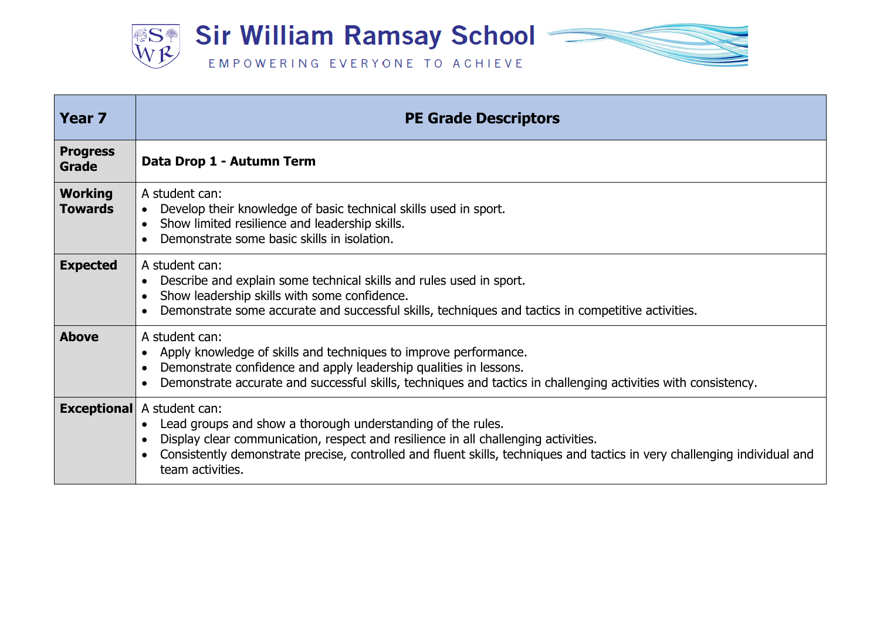# Sir William Ramsay School

EMPOWERING EVERYONE TO ACHIEVE

| Year 7 | PE Grade Descriptors |
|---|---|
| **Progress Grade** | **Data Drop 1 - Autumn Term** |
| **Working Towards** | A student can:<br>• Develop their knowledge of basic technical skills used in sport.<br>• Show limited resilience and leadership skills.<br>• Demonstrate some basic skills in isolation. |
| **Expected** | A student can:<br>• Describe and explain some technical skills and rules used in sport.<br>• Show leadership skills with some confidence.<br>• Demonstrate some accurate and successful skills, techniques and tactics in competitive activities. |
| **Above** | A student can:<br>• Apply knowledge of skills and techniques to improve performance.<br>• Demonstrate confidence and apply leadership qualities in lessons.<br>• Demonstrate accurate and successful skills, techniques and tactics in challenging activities with consistency. |
| **Exceptional** | A student can:<br>• Lead groups and show a thorough understanding of the rules.<br>• Display clear communication, respect and resilience in all challenging activities.<br>• Consistently demonstrate precise, controlled and fluent skills, techniques and tactics in very challenging individual and team activities. |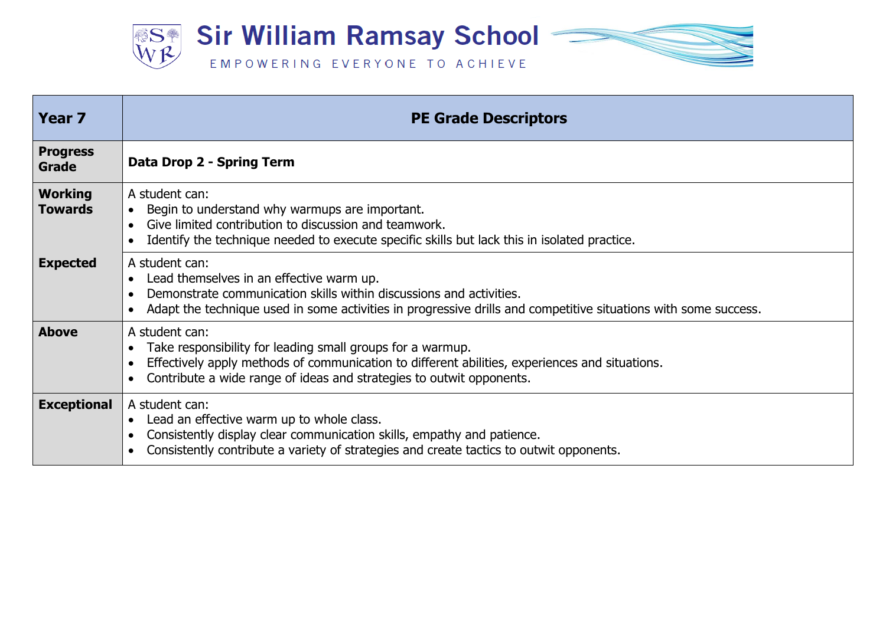# Sir William Ramsay School

EMPOWERING EVERYONE TO ACHIEVE

| Year 7 | PE Grade Descriptors |
|---|---|
| **Progress Grade** | **Data Drop 2 - Spring Term** |
| **Working Towards** | A student can:<br>• Begin to understand why warmups are important.<br>• Give limited contribution to discussion and teamwork.<br>• Identify the technique needed to execute specific skills but lack this in isolated practice. |
| **Expected** | A student can:<br>• Lead themselves in an effective warm up.<br>• Demonstrate communication skills within discussions and activities.<br>• Adapt the technique used in some activities in progressive drills and competitive situations with some success. |
| **Above** | A student can:<br>• Take responsibility for leading small groups for a warmup.<br>• Effectively apply methods of communication to different abilities, experiences and situations.<br>• Contribute a wide range of ideas and strategies to outwit opponents. |
| **Exceptional** | A student can:<br>• Lead an effective warm up to whole class.<br>• Consistently display clear communication skills, empathy and patience.<br>• Consistently contribute a variety of strategies and create tactics to outwit opponents. |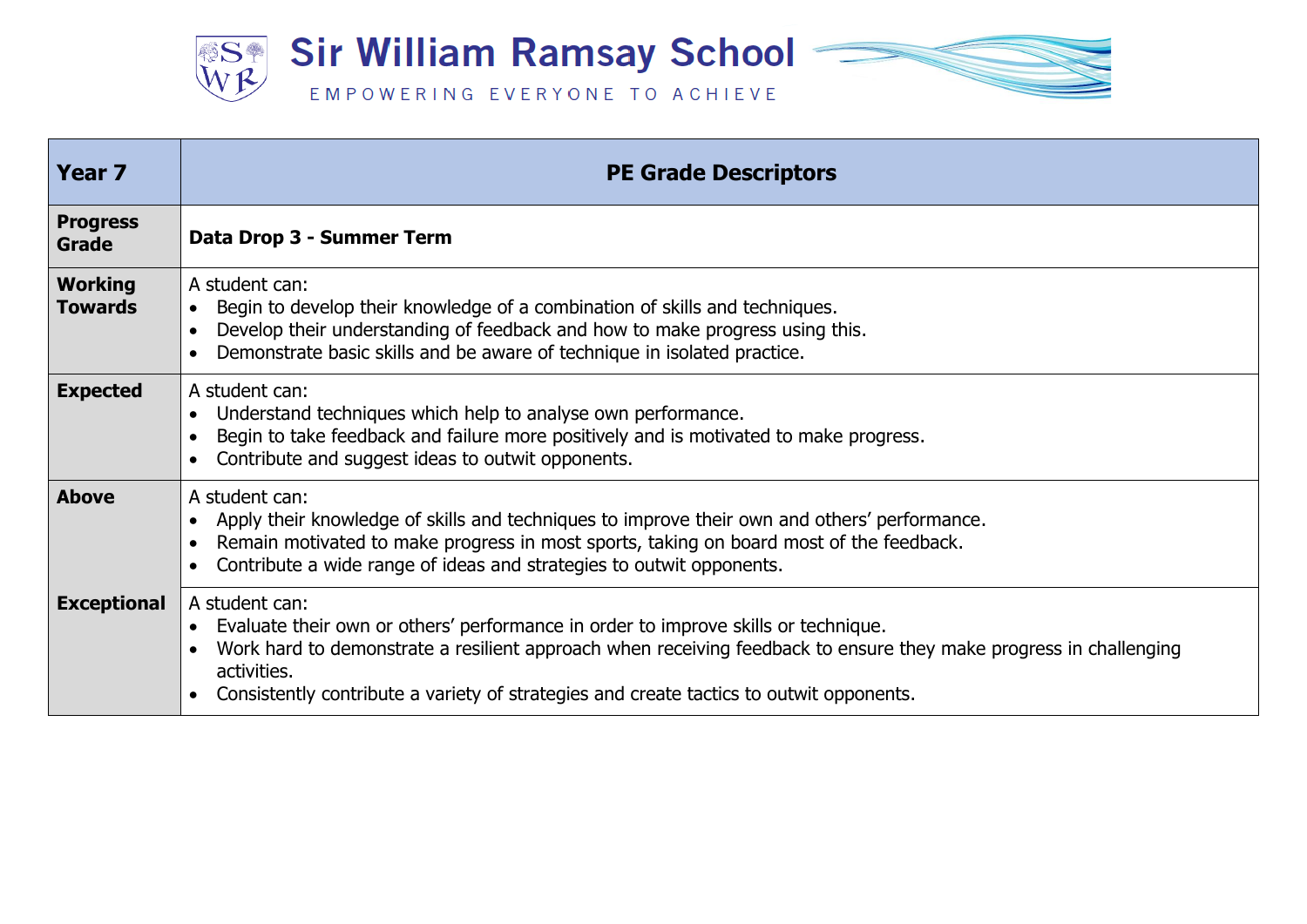# Sir William Ramsay School

EMPOWERING EVERYONE TO ACHIEVE

| **Year 7** | **PE Grade Descriptors** |
|---|---|
| **Progress Grade** | **Data Drop 3 - Summer Term** |
| **Working Towards** | A student can:<br>• Begin to develop their knowledge of a combination of skills and techniques.<br>• Develop their understanding of feedback and how to make progress using this.<br>• Demonstrate basic skills and be aware of technique in isolated practice. |
| **Expected** | A student can:<br>• Understand techniques which help to analyse own performance.<br>• Begin to take feedback and failure more positively and is motivated to make progress.<br>• Contribute and suggest ideas to outwit opponents. |
| **Above** | A student can:<br>• Apply their knowledge of skills and techniques to improve their own and others' performance.<br>• Remain motivated to make progress in most sports, taking on board most of the feedback.<br>• Contribute a wide range of ideas and strategies to outwit opponents. |
| **Exceptional** | A student can:<br>• Evaluate their own or others' performance in order to improve skills or technique.<br>• Work hard to demonstrate a resilient approach when receiving feedback to ensure they make progress in challenging activities.<br>• Consistently contribute a variety of strategies and create tactics to outwit opponents. |